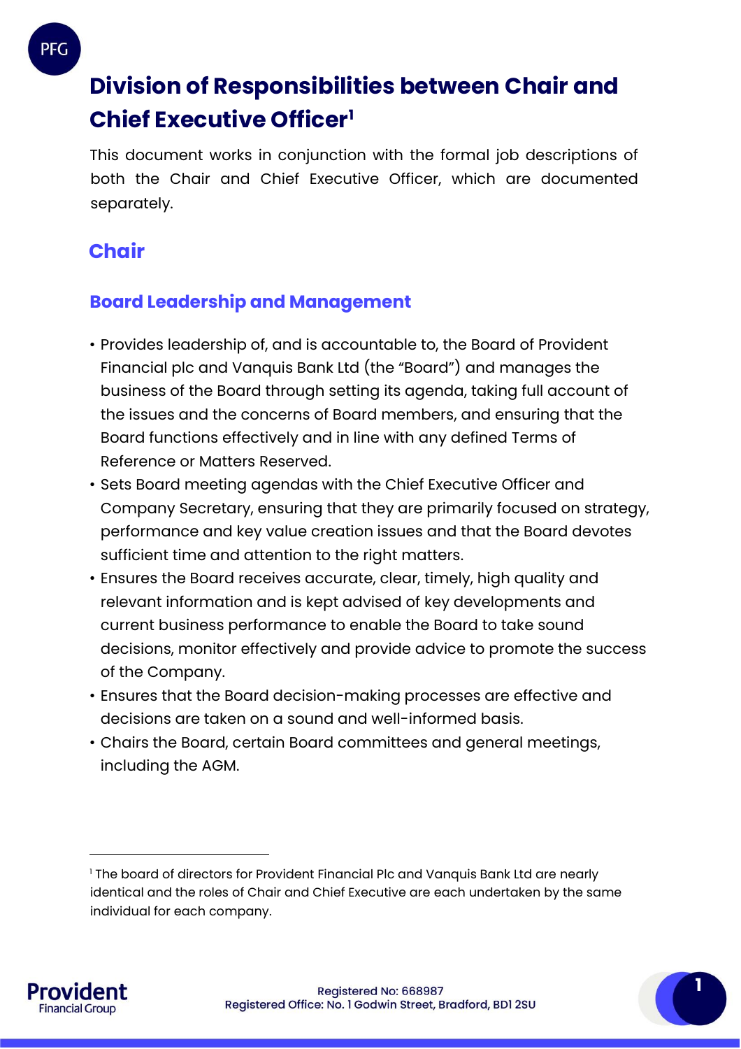# Division of Responsibilities between Chair and Chief Executive Officer[1]

This document works in conjunction with the formal job descriptions of both the Chair and Chief Executive Officer, which are documented separately.

## Chair

### Board Leadership and Management

- Provides leadership of, and is accountable to, the Board of Provident Financial plc and Vanquis Bank Ltd (the "Board") and manages the business of the Board through setting its agenda, taking full account of the issues and the concerns of Board members, and ensuring that the Board functions effectively and in line with any defined Terms of Reference or Matters Reserved.
- Sets Board meeting agendas with the Chief Executive Officer and Company Secretary, ensuring that they are primarily focused on strategy, performance and key value creation issues and that the Board devotes sufficient time and attention to the right matters.
- Ensures the Board receives accurate, clear, timely, high quality and relevant information and is kept advised of key developments and current business performance to enable the Board to take sound decisions, monitor effectively and provide advice to promote the success of the Company.
- Ensures that the Board decision-making processes are effective and decisions are taken on a sound and well-informed basis.
- Chairs the Board, certain Board committees and general meetings, including the AGM.

[1] The board of directors for Provident Financial Plc and Vanquis Bank Ltd are nearly identical and the roles of Chair and Chief Executive are each undertaken by the same individual for each company.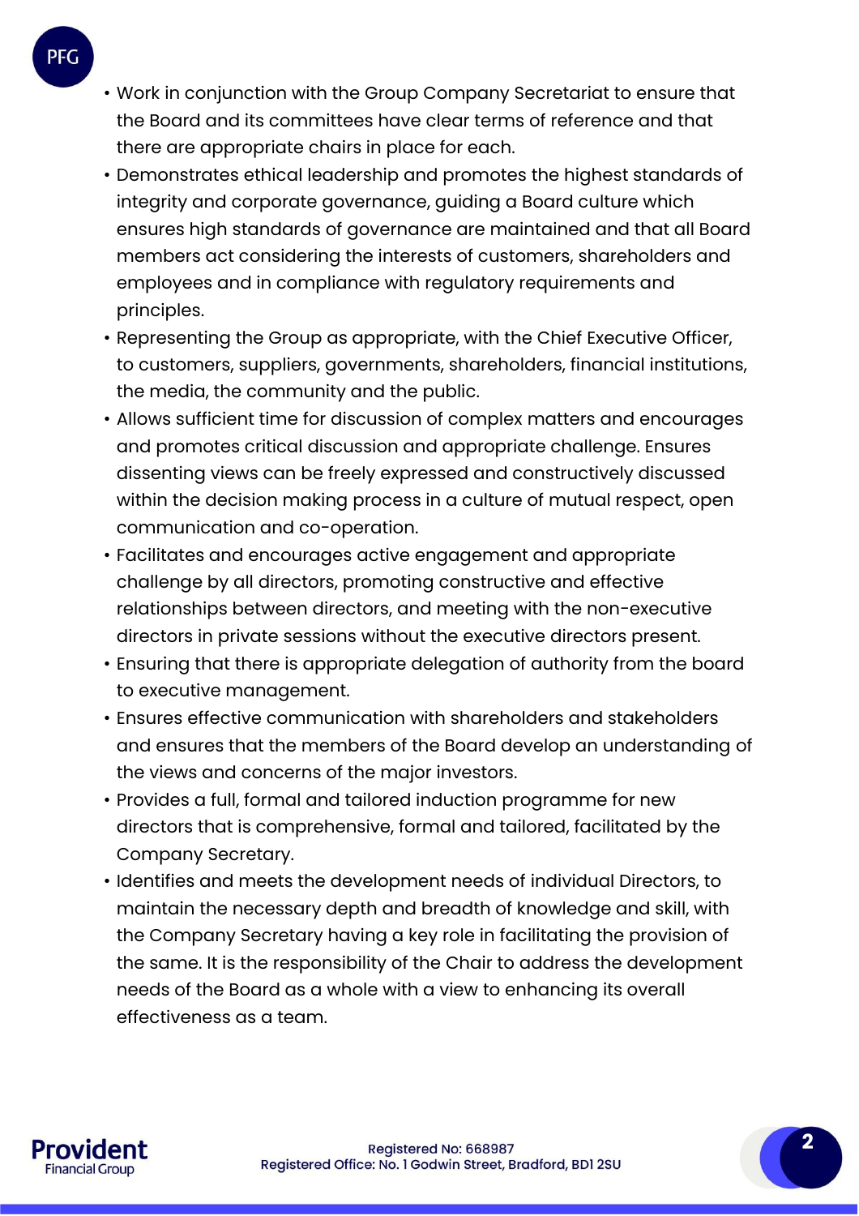- Work in conjunction with the Group Company Secretariat to ensure that the Board and its committees have clear terms of reference and that there are appropriate chairs in place for each.
- Demonstrates ethical leadership and promotes the highest standards of integrity and corporate governance, guiding a Board culture which ensures high standards of governance are maintained and that all Board members act considering the interests of customers, shareholders and employees and in compliance with regulatory requirements and principles.
- Representing the Group as appropriate, with the Chief Executive Officer, to customers, suppliers, governments, shareholders, financial institutions, the media, the community and the public.
- Allows sufficient time for discussion of complex matters and encourages and promotes critical discussion and appropriate challenge. Ensures dissenting views can be freely expressed and constructively discussed within the decision making process in a culture of mutual respect, open communication and co-operation.
- Facilitates and encourages active engagement and appropriate challenge by all directors, promoting constructive and effective relationships between directors, and meeting with the non-executive directors in private sessions without the executive directors present.
- Ensuring that there is appropriate delegation of authority from the board to executive management.
- Ensures effective communication with shareholders and stakeholders and ensures that the members of the Board develop an understanding of the views and concerns of the major investors.
- Provides a full, formal and tailored induction programme for new directors that is comprehensive, formal and tailored, facilitated by the Company Secretary.
- Identifies and meets the development needs of individual Directors, to maintain the necessary depth and breadth of knowledge and skill, with the Company Secretary having a key role in facilitating the provision of the same. It is the responsibility of the Chair to address the development needs of the Board as a whole with a view to enhancing its overall effectiveness as a team.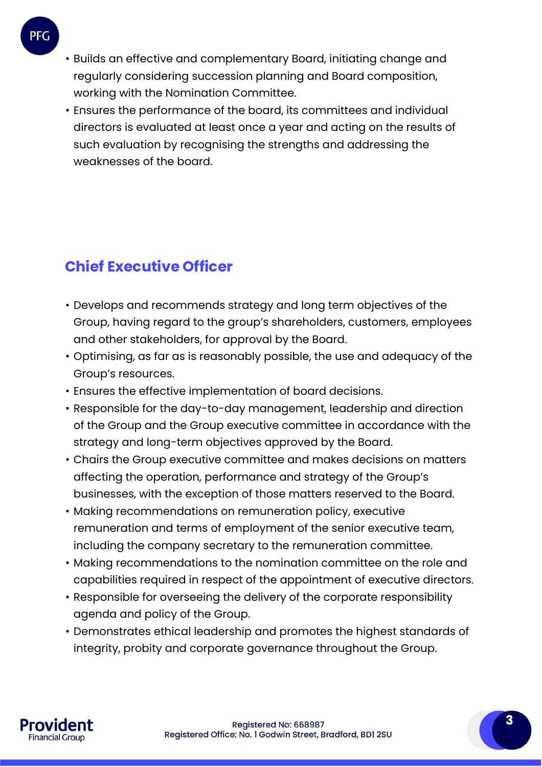- Builds an effective and complementary Board, initiating change and regularly considering succession planning and Board composition, working with the Nomination Committee.
- Ensures the performance of the board, its committees and individual directors is evaluated at least once a year and acting on the results of such evaluation by recognising the strengths and addressing the weaknesses of the board.

## Chief Executive Officer

- Develops and recommends strategy and long term objectives of the Group, having regard to the group's shareholders, customers, employees and other stakeholders, for approval by the Board.
- Optimising, as far as is reasonably possible, the use and adequacy of the Group's resources.
- Ensures the effective implementation of board decisions.
- Responsible for the day-to-day management, leadership and direction of the Group and the Group executive committee in accordance with the strategy and long-term objectives approved by the Board.
- Chairs the Group executive committee and makes decisions on matters affecting the operation, performance and strategy of the Group's businesses, with the exception of those matters reserved to the Board.
- Making recommendations on remuneration policy, executive remuneration and terms of employment of the senior executive team, including the company secretary to the remuneration committee.
- Making recommendations to the nomination committee on the role and capabilities required in respect of the appointment of executive directors.
- Responsible for overseeing the delivery of the corporate responsibility agenda and policy of the Group.
- Demonstrates ethical leadership and promotes the highest standards of integrity, probity and corporate governance throughout the Group.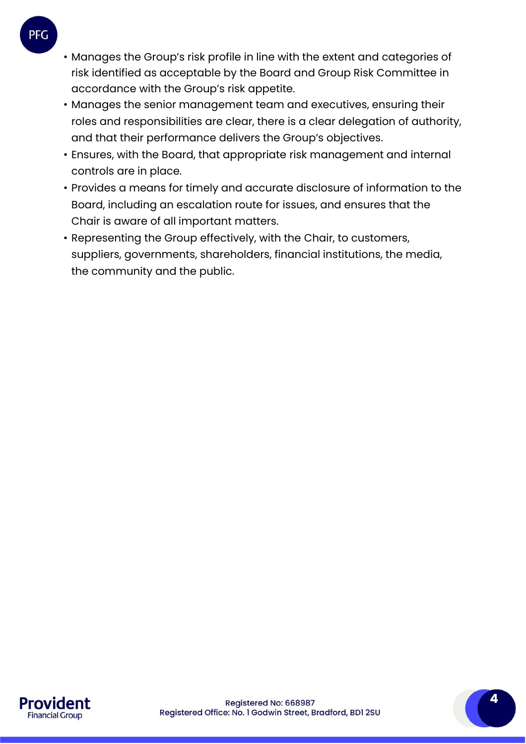- Manages the Group's risk profile in line with the extent and categories of risk identified as acceptable by the Board and Group Risk Committee in accordance with the Group's risk appetite.
- Manages the senior management team and executives, ensuring their roles and responsibilities are clear, there is a clear delegation of authority, and that their performance delivers the Group's objectives.
- Ensures, with the Board, that appropriate risk management and internal controls are in place.
- Provides a means for timely and accurate disclosure of information to the Board, including an escalation route for issues, and ensures that the Chair is aware of all important matters.
- Representing the Group effectively, with the Chair, to customers, suppliers, governments, shareholders, financial institutions, the media, the community and the public.